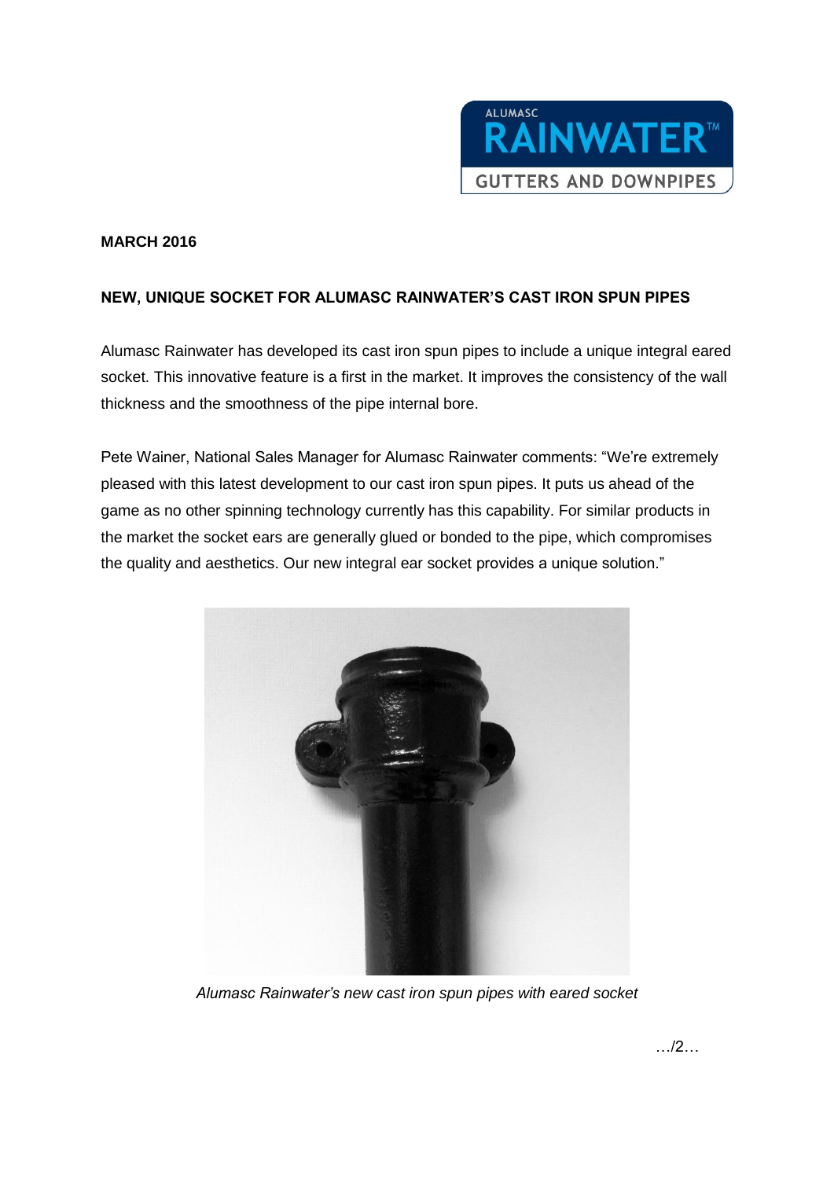**MARCH 2016**

**NEW, UNIQUE SOCKET FOR ALUMASC RAINWATER'S CAST IRON SPUN PIPES**

Alumasc Rainwater has developed its cast iron spun pipes to include a unique integral eared socket. This innovative feature is a first in the market. It improves the consistency of the wall thickness and the smoothness of the pipe internal bore.

Pete Wainer, National Sales Manager for Alumasc Rainwater comments: "We're extremely pleased with this latest development to our cast iron spun pipes. It puts us ahead of the game as no other spinning technology currently has this capability. For similar products in the market the socket ears are generally glued or bonded to the pipe, which compromises the quality and aesthetics. Our new integral ear socket provides a unique solution."

*Alumasc Rainwater's new cast iron spun pipes with eared socket*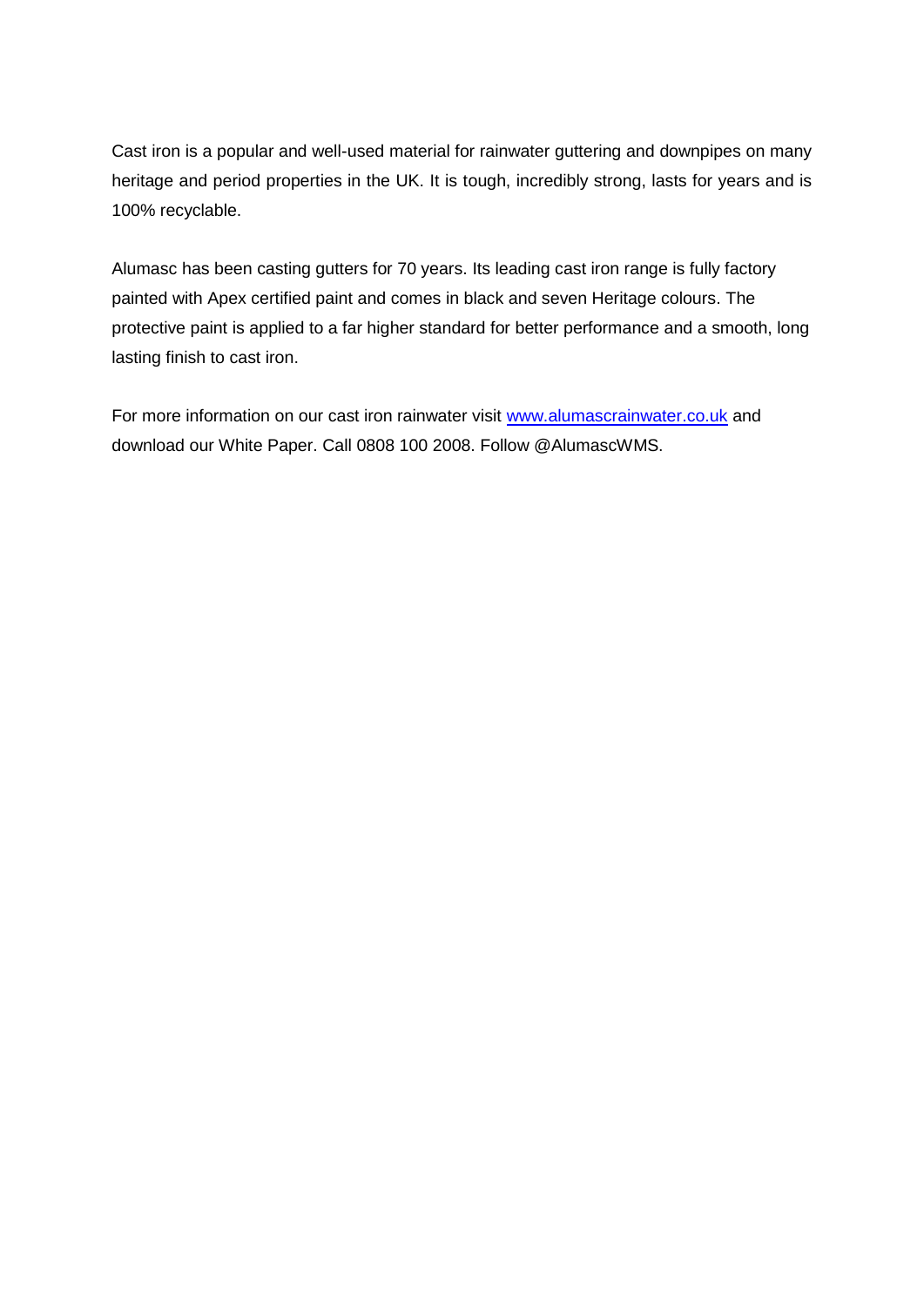Cast iron is a popular and well-used material for rainwater guttering and downpipes on many heritage and period properties in the UK. It is tough, incredibly strong, lasts for years and is 100% recyclable.

Alumasc has been casting gutters for 70 years. Its leading cast iron range is fully factory painted with Apex certified paint and comes in black and seven Heritage colours. The protective paint is applied to a far higher standard for better performance and a smooth, long lasting finish to cast iron.

For more information on our cast iron rainwater visit [www.alumascrainwater.co.uk](http://www.alumascrainwater.co.uk) and download our White Paper. Call 0808 100 2008. Follow @AlumascWMS.